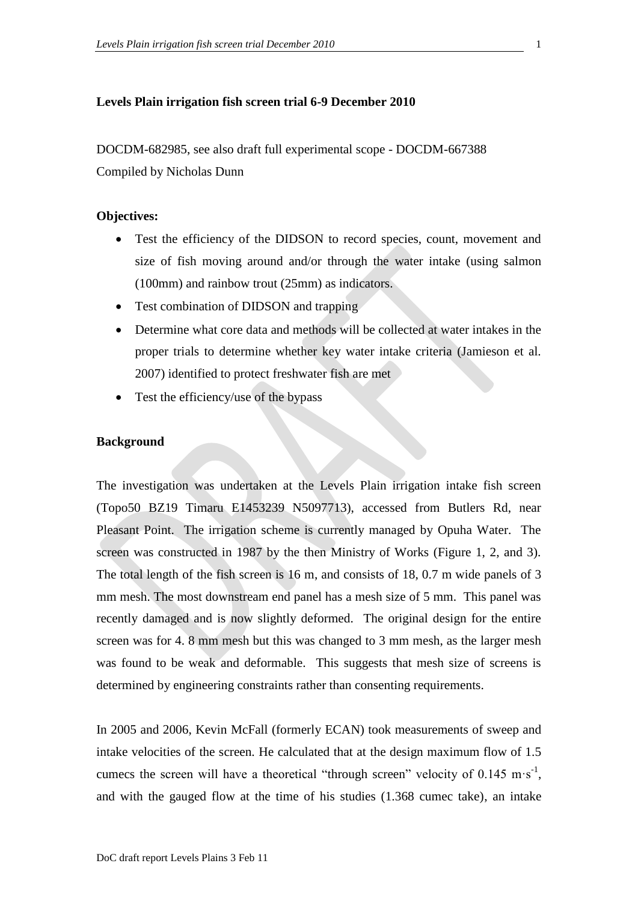**Levels Plain irrigation fish screen trial 6-9 December 2010**

DOCDM-682985, see also draft full experimental scope - DOCDM-667388
Compiled by Nicholas Dunn

**Objectives:**

- Test the efficiency of the DIDSON to record species, count, movement and size of fish moving around and/or through the water intake (using salmon (100mm) and rainbow trout (25mm) as indicators.
- Test combination of DIDSON and trapping
- Determine what core data and methods will be collected at water intakes in the proper trials to determine whether key water intake criteria (Jamieson et al. 2007) identified to protect freshwater fish are met
- Test the efficiency/use of the bypass

**Background**

The investigation was undertaken at the Levels Plain irrigation intake fish screen (Topo50 BZ19 Timaru E1453239 N5097713), accessed from Butlers Rd, near Pleasant Point. The irrigation scheme is currently managed by Opuha Water. The screen was constructed in 1987 by the then Ministry of Works (Figure 1, 2, and 3). The total length of the fish screen is 16 m, and consists of 18, 0.7 m wide panels of 3 mm mesh. The most downstream end panel has a mesh size of 5 mm. This panel was recently damaged and is now slightly deformed. The original design for the entire screen was for 4. 8 mm mesh but this was changed to 3 mm mesh, as the larger mesh was found to be weak and deformable. This suggests that mesh size of screens is determined by engineering constraints rather than consenting requirements.

In 2005 and 2006, Kevin McFall (formerly ECAN) took measurements of sweep and intake velocities of the screen. He calculated that at the design maximum flow of 1.5 cumecs the screen will have a theoretical "through screen" velocity of 0.145 $m \cdot s^{-1}$, and with the gauged flow at the time of his studies (1.368 cumec take), an intake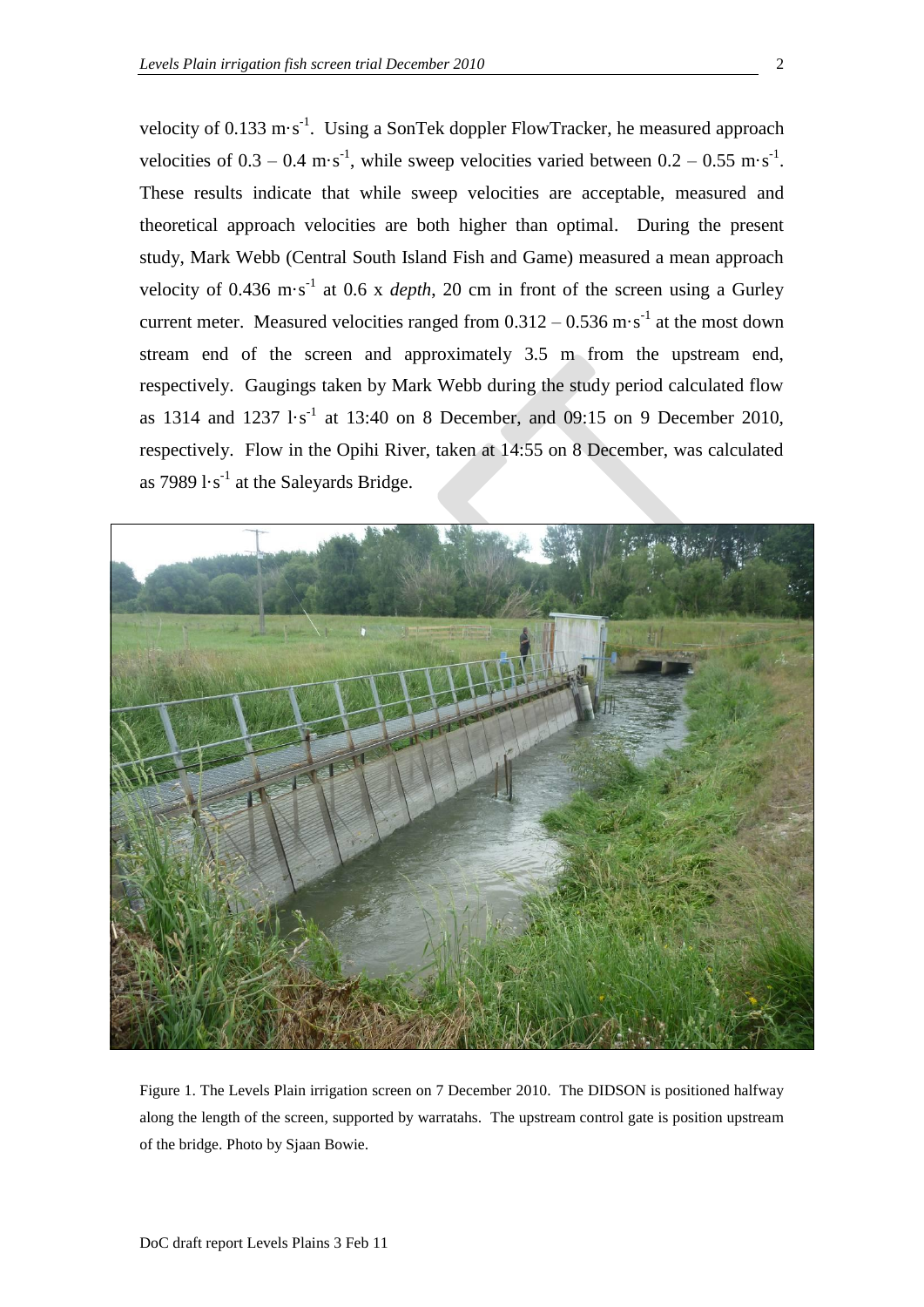velocity of 0.133 $m \cdot s^{-1}$. Using a SonTek doppler FlowTracker, he measured approach velocities of 0.3 – 0.4 $m \cdot s^{-1}$, while sweep velocities varied between 0.2 – 0.55 $m \cdot s^{-1}$. These results indicate that while sweep velocities are acceptable, measured and theoretical approach velocities are both higher than optimal. During the present study, Mark Webb (Central South Island Fish and Game) measured a mean approach velocity of 0.436 $m \cdot s^{-1}$ at 0.6 x *depth*, 20 cm in front of the screen using a Gurley current meter. Measured velocities ranged from 0.312 – 0.536 $m \cdot s^{-1}$ at the most down stream end of the screen and approximately 3.5 m from the upstream end, respectively. Gaugings taken by Mark Webb during the study period calculated flow as 1314 and 1237 $l \cdot s^{-1}$ at 13:40 on 8 December, and 09:15 on 9 December 2010, respectively. Flow in the Opihi River, taken at 14:55 on 8 December, was calculated as 7989 $l \cdot s^{-1}$ at the Saleyards Bridge.

Figure 1. The Levels Plain irrigation screen on 7 December 2010. The DIDSON is positioned halfway along the length of the screen, supported by warratahs. The upstream control gate is position upstream of the bridge. Photo by Sjaan Bowie.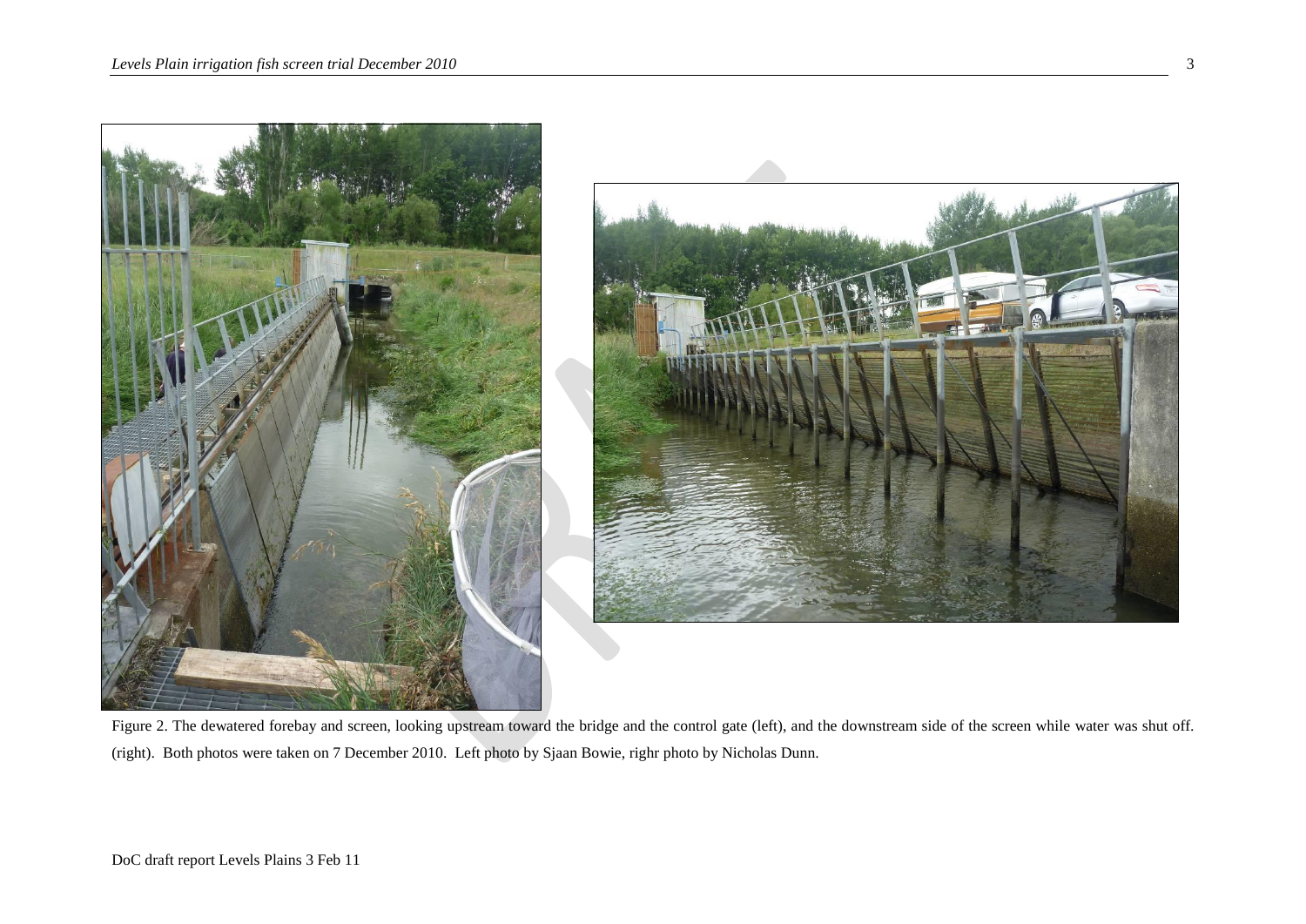Figure 2. The dewatered forebay and screen, looking upstream toward the bridge and the control gate (left), and the downstream side of the screen while water was shut off. (right). Both photos were taken on 7 December 2010. Left photo by Sjaan Bowie, righr photo by Nicholas Dunn.

DoC draft report Levels Plains 3 Feb 11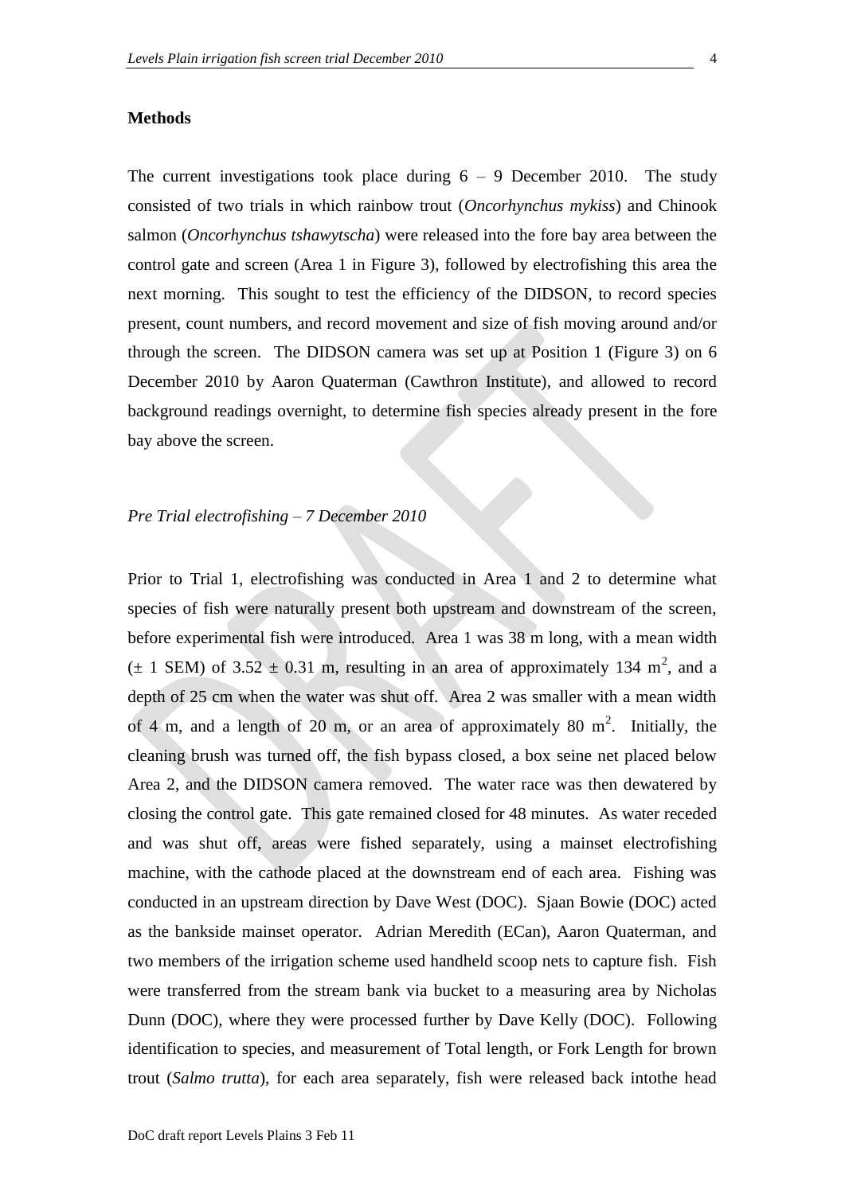**Methods**

The current investigations took place during 6 – 9 December 2010. The study consisted of two trials in which rainbow trout (*Oncorhynchus mykiss*) and Chinook salmon (*Oncorhynchus tshawytscha*) were released into the fore bay area between the control gate and screen (Area 1 in Figure 3), followed by electrofishing this area the next morning. This sought to test the efficiency of the DIDSON, to record species present, count numbers, and record movement and size of fish moving around and/or through the screen. The DIDSON camera was set up at Position 1 (Figure 3) on 6 December 2010 by Aaron Quaterman (Cawthron Institute), and allowed to record background readings overnight, to determine fish species already present in the fore bay above the screen.

*Pre Trial electrofishing – 7 December 2010*

Prior to Trial 1, electrofishing was conducted in Area 1 and 2 to determine what species of fish were naturally present both upstream and downstream of the screen, before experimental fish were introduced. Area 1 was 38 m long, with a mean width ($\pm$ 1 SEM) of 3.52 $\pm$ 0.31 m, resulting in an area of approximately 134 $m^2$, and a depth of 25 cm when the water was shut off. Area 2 was smaller with a mean width of 4 m, and a length of 20 m, or an area of approximately 80 $m^2$. Initially, the cleaning brush was turned off, the fish bypass closed, a box seine net placed below Area 2, and the DIDSON camera removed. The water race was then dewatered by closing the control gate. This gate remained closed for 48 minutes. As water receded and was shut off, areas were fished separately, using a mainset electrofishing machine, with the cathode placed at the downstream end of each area. Fishing was conducted in an upstream direction by Dave West (DOC). Sjaan Bowie (DOC) acted as the bankside mainset operator. Adrian Meredith (ECan), Aaron Quaterman, and two members of the irrigation scheme used handheld scoop nets to capture fish. Fish were transferred from the stream bank via bucket to a measuring area by Nicholas Dunn (DOC), where they were processed further by Dave Kelly (DOC). Following identification to species, and measurement of Total length, or Fork Length for brown trout (*Salmo trutta*), for each area separately, fish were released back intothe head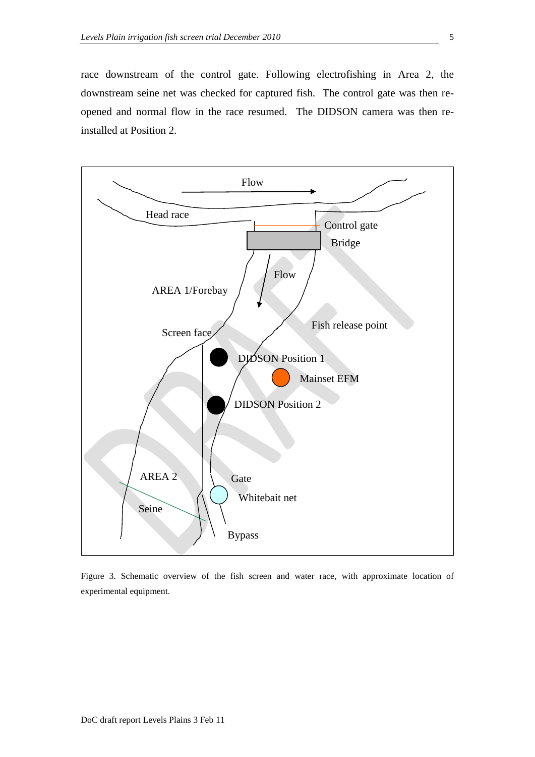race downstream of the control gate. Following electrofishing in Area 2, the downstream seine net was checked for captured fish. The control gate was then re-opened and normal flow in the race resumed. The DIDSON camera was then re-installed at Position 2.

Flow

Head race

Control gate

Bridge

Flow

AREA 1/Forebay

Fish release point

Screen face

DIDSON Position 1

Mainset EFM

DIDSON Position 2

AREA 2

Gate

Whitebait net

Seine

Bypass

Figure 3. Schematic overview of the fish screen and water race, with approximate location of experimental equipment.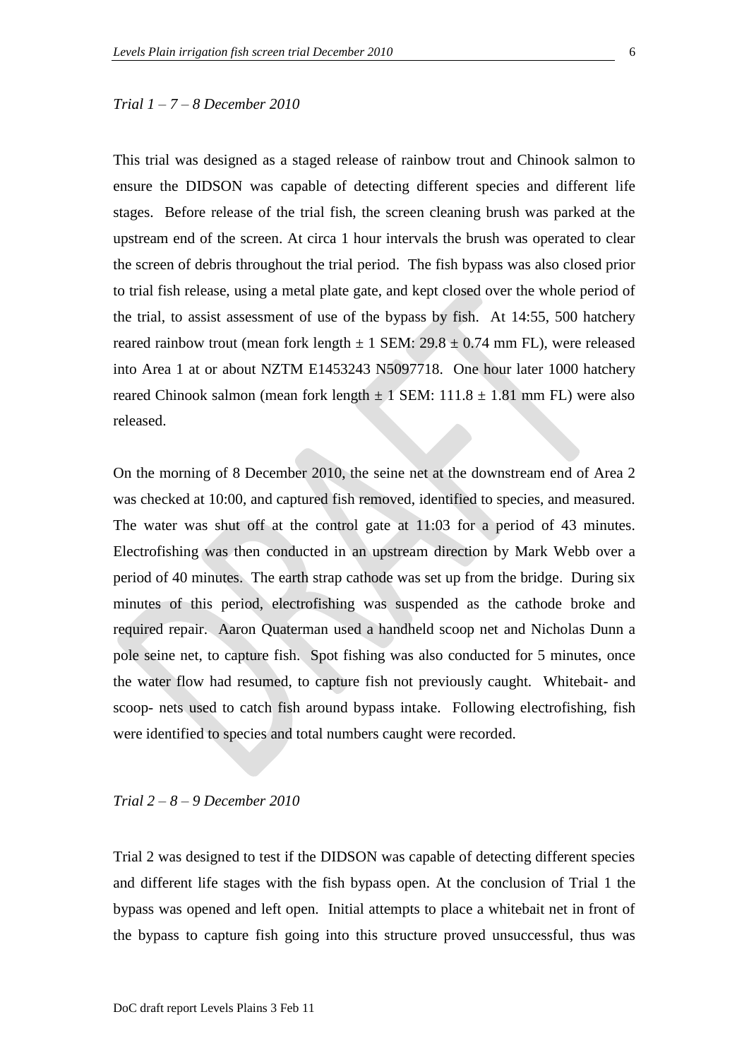*Trial 1 – 7 – 8 December 2010*

This trial was designed as a staged release of rainbow trout and Chinook salmon to ensure the DIDSON was capable of detecting different species and different life stages. Before release of the trial fish, the screen cleaning brush was parked at the upstream end of the screen. At circa 1 hour intervals the brush was operated to clear the screen of debris throughout the trial period. The fish bypass was also closed prior to trial fish release, using a metal plate gate, and kept closed over the whole period of the trial, to assist assessment of use of the bypass by fish. At 14:55, 500 hatchery reared rainbow trout (mean fork length ± 1 SEM: 29.8 ± 0.74 mm FL), were released into Area 1 at or about NZTM E1453243 N5097718. One hour later 1000 hatchery reared Chinook salmon (mean fork length ± 1 SEM: 111.8 ± 1.81 mm FL) were also released.

On the morning of 8 December 2010, the seine net at the downstream end of Area 2 was checked at 10:00, and captured fish removed, identified to species, and measured. The water was shut off at the control gate at 11:03 for a period of 43 minutes. Electrofishing was then conducted in an upstream direction by Mark Webb over a period of 40 minutes. The earth strap cathode was set up from the bridge. During six minutes of this period, electrofishing was suspended as the cathode broke and required repair. Aaron Quaterman used a handheld scoop net and Nicholas Dunn a pole seine net, to capture fish. Spot fishing was also conducted for 5 minutes, once the water flow had resumed, to capture fish not previously caught. Whitebait- and scoop- nets used to catch fish around bypass intake. Following electrofishing, fish were identified to species and total numbers caught were recorded.

*Trial 2 – 8 – 9 December 2010*

Trial 2 was designed to test if the DIDSON was capable of detecting different species and different life stages with the fish bypass open. At the conclusion of Trial 1 the bypass was opened and left open. Initial attempts to place a whitebait net in front of the bypass to capture fish going into this structure proved unsuccessful, thus was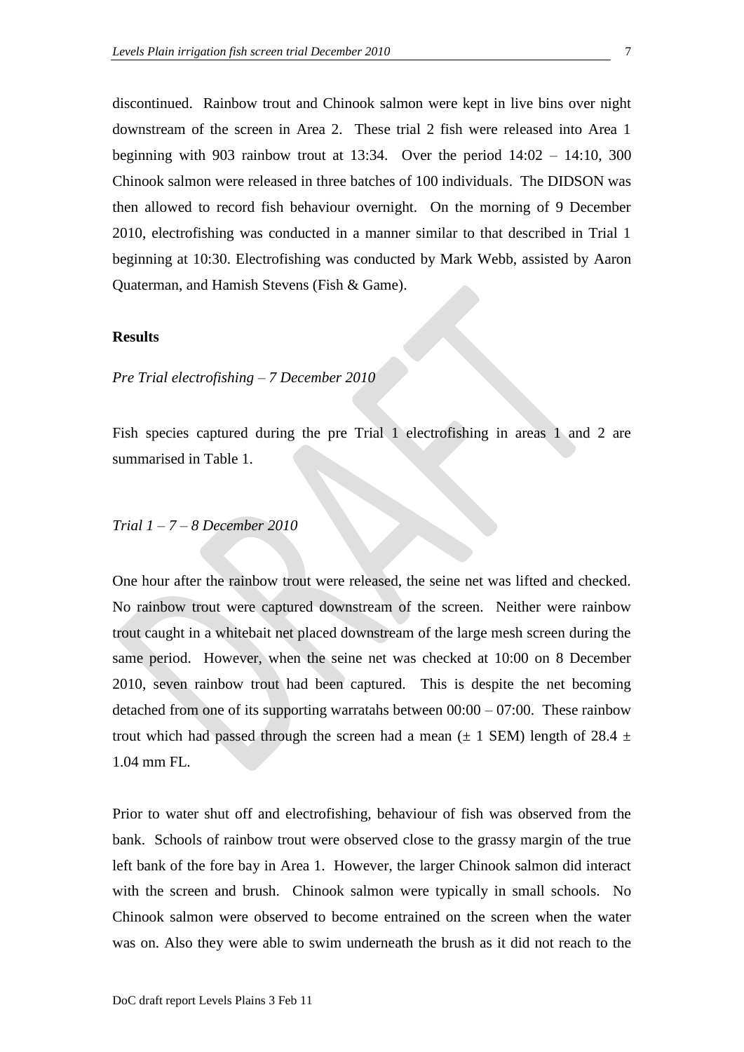discontinued. Rainbow trout and Chinook salmon were kept in live bins over night downstream of the screen in Area 2. These trial 2 fish were released into Area 1 beginning with 903 rainbow trout at 13:34. Over the period 14:02 – 14:10, 300 Chinook salmon were released in three batches of 100 individuals. The DIDSON was then allowed to record fish behaviour overnight. On the morning of 9 December 2010, electrofishing was conducted in a manner similar to that described in Trial 1 beginning at 10:30. Electrofishing was conducted by Mark Webb, assisted by Aaron Quaterman, and Hamish Stevens (Fish & Game).

**Results**

*Pre Trial electrofishing – 7 December 2010*

Fish species captured during the pre Trial 1 electrofishing in areas 1 and 2 are summarised in Table 1.

*Trial 1 – 7 – 8 December 2010*

One hour after the rainbow trout were released, the seine net was lifted and checked. No rainbow trout were captured downstream of the screen. Neither were rainbow trout caught in a whitebait net placed downstream of the large mesh screen during the same period. However, when the seine net was checked at 10:00 on 8 December 2010, seven rainbow trout had been captured. This is despite the net becoming detached from one of its supporting warratahs between 00:00 – 07:00. These rainbow trout which had passed through the screen had a mean ($\pm$ 1 SEM) length of 28.4 $\pm$ 1.04 mm FL.

Prior to water shut off and electrofishing, behaviour of fish was observed from the bank. Schools of rainbow trout were observed close to the grassy margin of the true left bank of the fore bay in Area 1. However, the larger Chinook salmon did interact with the screen and brush. Chinook salmon were typically in small schools. No Chinook salmon were observed to become entrained on the screen when the water was on. Also they were able to swim underneath the brush as it did not reach to the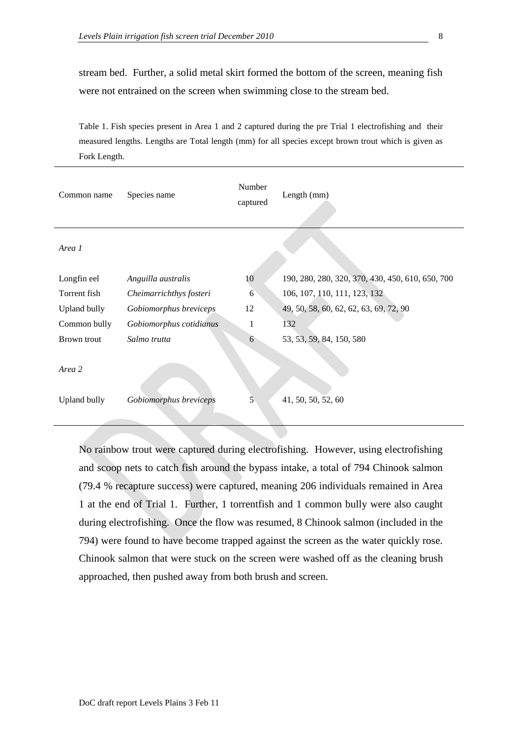stream bed. Further, a solid metal skirt formed the bottom of the screen, meaning fish were not entrained on the screen when swimming close to the stream bed.

Table 1. Fish species present in Area 1 and 2 captured during the pre Trial 1 electrofishing and their measured lengths. Lengths are Total length (mm) for all species except brown trout which is given as Fork Length.

| Common name | Species name | Number captured | Length (mm) |
|---|---|---|---|
| *Area 1* | | | |
| Longfin eel | *Anguilla australis* | 10 | 190, 280, 280, 320, 370, 430, 450, 610, 650, 700 |
| Torrent fish | *Cheimarrichthys fosteri* | 6 | 106, 107, 110, 111, 123, 132 |
| Upland bully | *Gobiomorphus breviceps* | 12 | 49, 50, 58, 60, 62, 62, 63, 69, 72, 90 |
| Common bully | *Gobiomorphus cotidianus* | 1 | 132 |
| Brown trout | *Salmo trutta* | 6 | 53, 53, 59, 84, 150, 580 |
| *Area 2* | | | |
| Upland bully | *Gobiomorphus breviceps* | 5 | 41, 50, 50, 52, 60 |

No rainbow trout were captured during electrofishing. However, using electrofishing and scoop nets to catch fish around the bypass intake, a total of 794 Chinook salmon (79.4 % recapture success) were captured, meaning 206 individuals remained in Area 1 at the end of Trial 1. Further, 1 torrentfish and 1 common bully were also caught during electrofishing. Once the flow was resumed, 8 Chinook salmon (included in the 794) were found to have become trapped against the screen as the water quickly rose. Chinook salmon that were stuck on the screen were washed off as the cleaning brush approached, then pushed away from both brush and screen.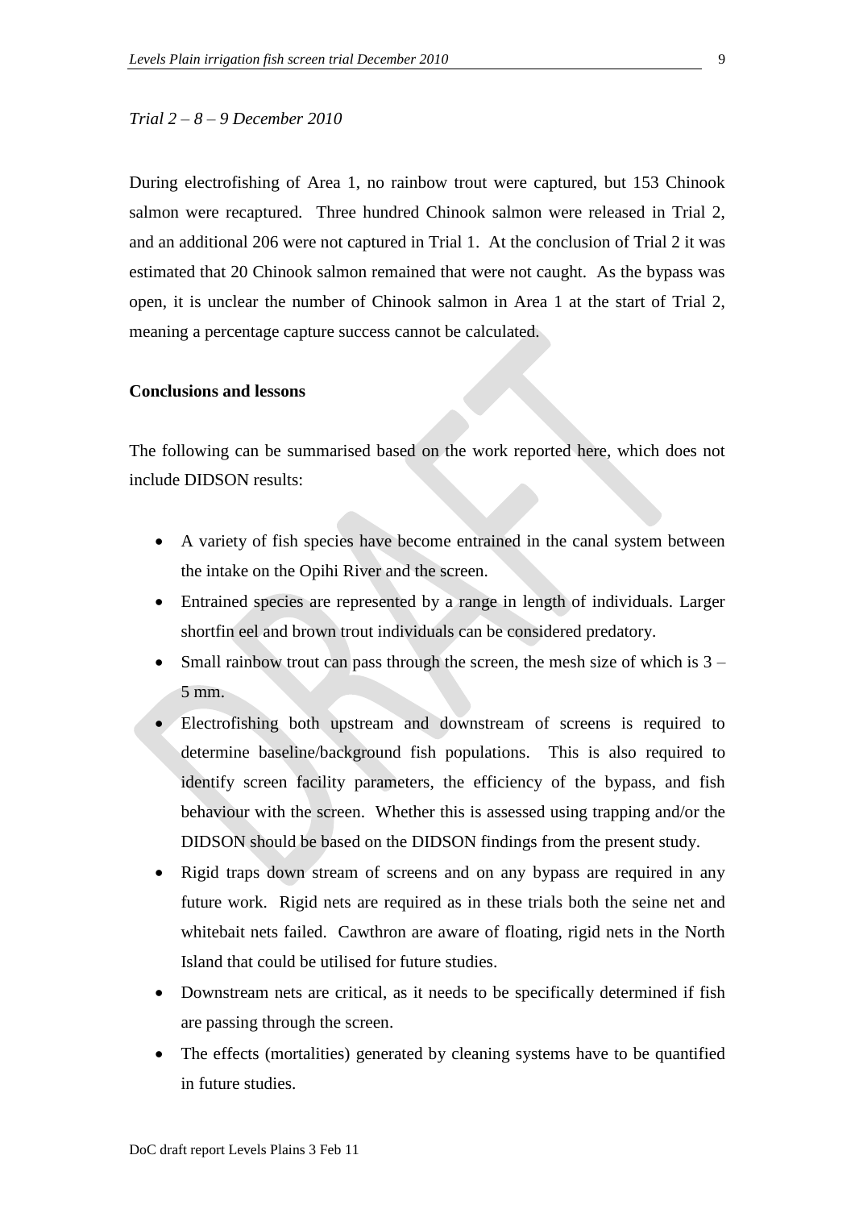*Trial 2 – 8 – 9 December 2010*

During electrofishing of Area 1, no rainbow trout were captured, but 153 Chinook salmon were recaptured. Three hundred Chinook salmon were released in Trial 2, and an additional 206 were not captured in Trial 1. At the conclusion of Trial 2 it was estimated that 20 Chinook salmon remained that were not caught. As the bypass was open, it is unclear the number of Chinook salmon in Area 1 at the start of Trial 2, meaning a percentage capture success cannot be calculated.

**Conclusions and lessons**

The following can be summarised based on the work reported here, which does not include DIDSON results:

- A variety of fish species have become entrained in the canal system between the intake on the Opihi River and the screen.
- Entrained species are represented by a range in length of individuals. Larger shortfin eel and brown trout individuals can be considered predatory.
- Small rainbow trout can pass through the screen, the mesh size of which is 3 – 5 mm.
- Electrofishing both upstream and downstream of screens is required to determine baseline/background fish populations. This is also required to identify screen facility parameters, the efficiency of the bypass, and fish behaviour with the screen. Whether this is assessed using trapping and/or the DIDSON should be based on the DIDSON findings from the present study.
- Rigid traps down stream of screens and on any bypass are required in any future work. Rigid nets are required as in these trials both the seine net and whitebait nets failed. Cawthron are aware of floating, rigid nets in the North Island that could be utilised for future studies.
- Downstream nets are critical, as it needs to be specifically determined if fish are passing through the screen.
- The effects (mortalities) generated by cleaning systems have to be quantified in future studies.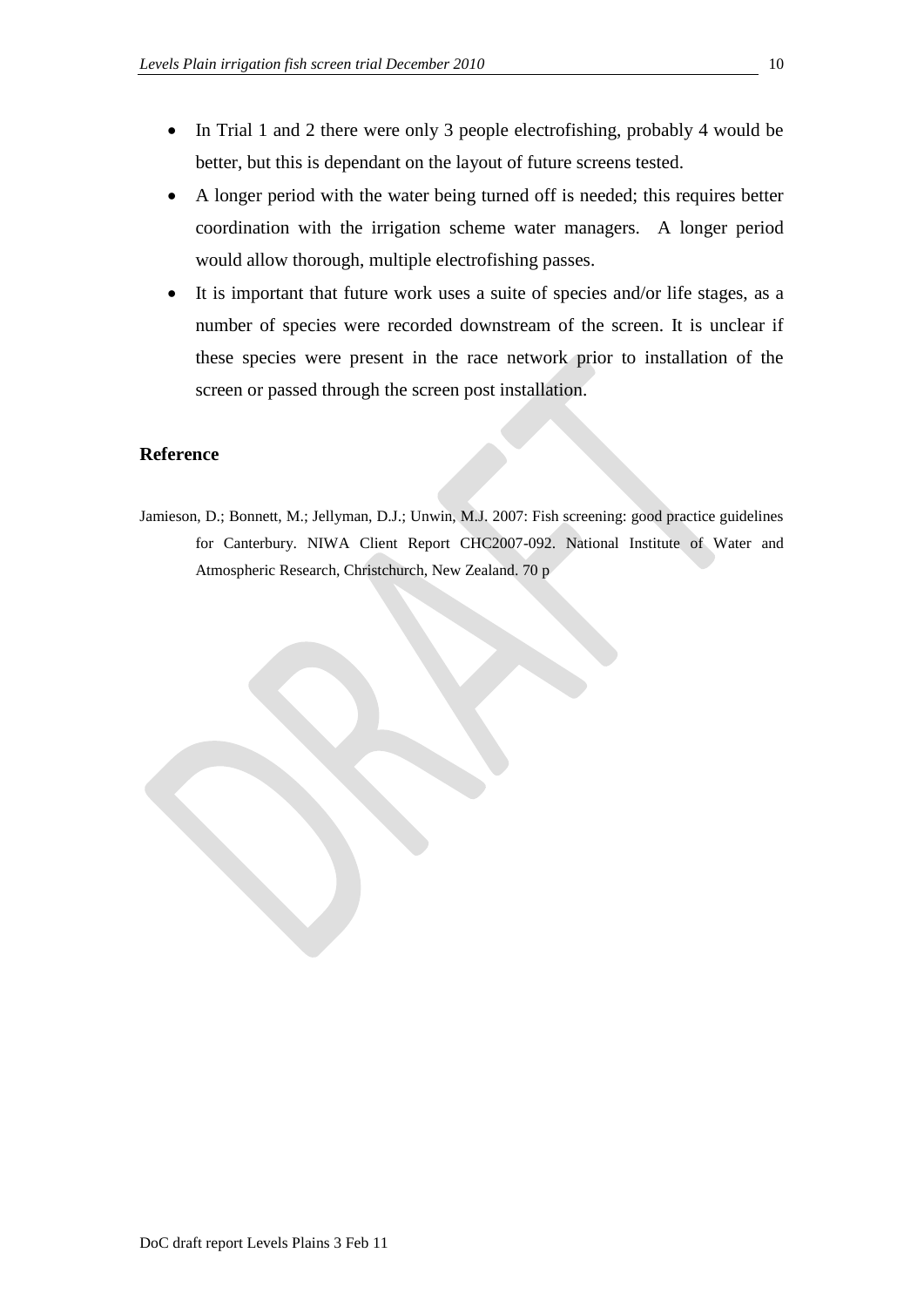- In Trial 1 and 2 there were only 3 people electrofishing, probably 4 would be better, but this is dependant on the layout of future screens tested.
- A longer period with the water being turned off is needed; this requires better coordination with the irrigation scheme water managers. A longer period would allow thorough, multiple electrofishing passes.
- It is important that future work uses a suite of species and/or life stages, as a number of species were recorded downstream of the screen. It is unclear if these species were present in the race network prior to installation of the screen or passed through the screen post installation.

## Reference

Jamieson, D.; Bonnett, M.; Jellyman, D.J.; Unwin, M.J. 2007: Fish screening: good practice guidelines for Canterbury. NIWA Client Report CHC2007-092. National Institute of Water and Atmospheric Research, Christchurch, New Zealand. 70 p